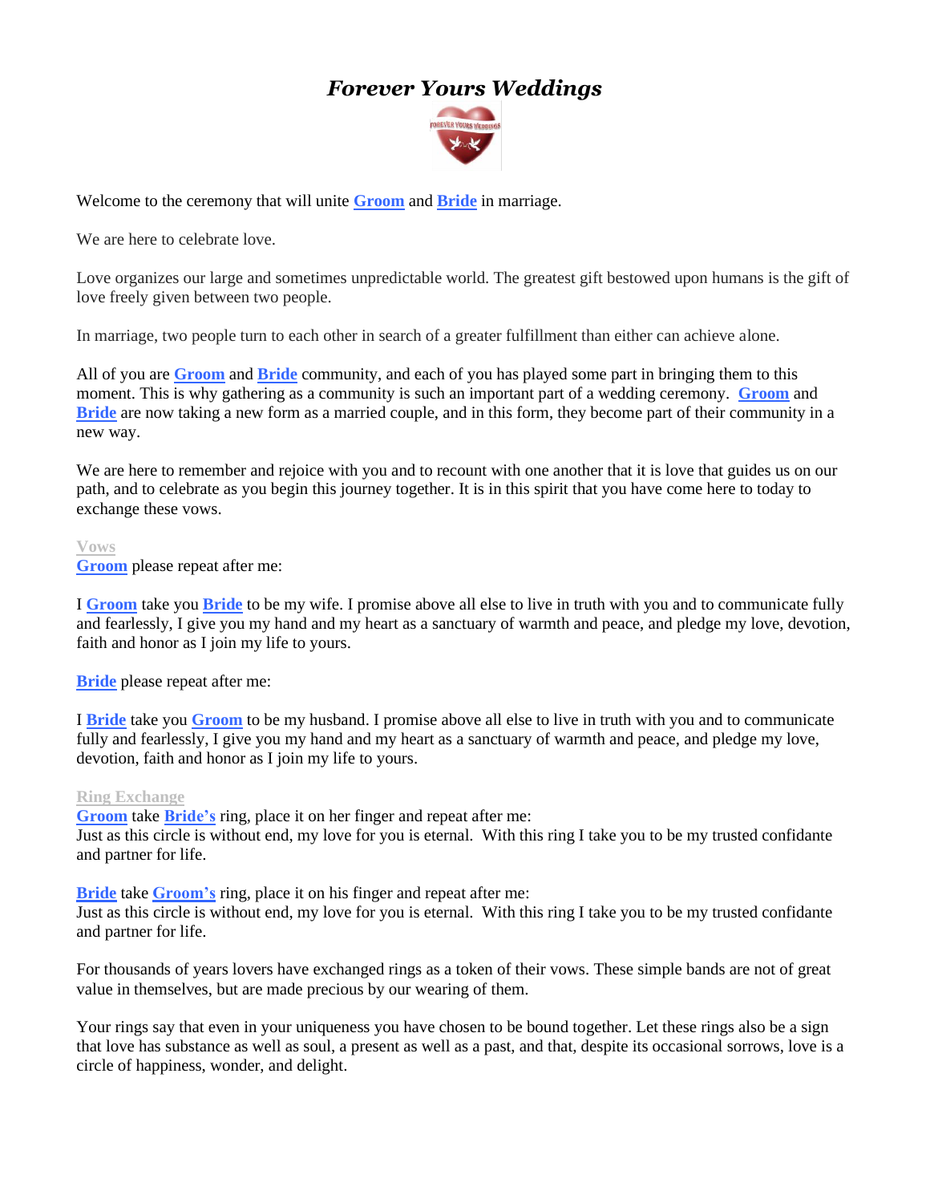# *Forever Yours Weddings*

Welcome to the ceremony that will unite **Groom** and **Bride** in marriage.

We are here to celebrate love.

Love organizes our large and sometimes unpredictable world. The greatest gift bestowed upon humans is the gift of love freely given between two people.

In marriage, two people turn to each other in search of a greater fulfillment than either can achieve alone.

All of you are **Groom** and **Bride** community, and each of you has played some part in bringing them to this moment. This is why gathering as a community is such an important part of a wedding ceremony. **Groom** and **Bride** are now taking a new form as a married couple, and in this form, they become part of their community in a new way.

We are here to remember and rejoice with you and to recount with one another that it is love that guides us on our path, and to celebrate as you begin this journey together. It is in this spirit that you have come here to today to exchange these vows.

**Vows**

**Groom** please repeat after me:

I **Groom** take you **Bride** to be my wife. I promise above all else to live in truth with you and to communicate fully and fearlessly, I give you my hand and my heart as a sanctuary of warmth and peace, and pledge my love, devotion, faith and honor as I join my life to yours.

**Bride** please repeat after me:

I **Bride** take you **Groom** to be my husband. I promise above all else to live in truth with you and to communicate fully and fearlessly, I give you my hand and my heart as a sanctuary of warmth and peace, and pledge my love, devotion, faith and honor as I join my life to yours.

**Ring Exchange**

**Groom** take **Bride's** ring, place it on her finger and repeat after me:
Just as this circle is without end, my love for you is eternal. With this ring I take you to be my trusted confidante and partner for life.

**Bride** take **Groom's** ring, place it on his finger and repeat after me:
Just as this circle is without end, my love for you is eternal. With this ring I take you to be my trusted confidante and partner for life.

For thousands of years lovers have exchanged rings as a token of their vows. These simple bands are not of great value in themselves, but are made precious by our wearing of them.

Your rings say that even in your uniqueness you have chosen to be bound together. Let these rings also be a sign that love has substance as well as soul, a present as well as a past, and that, despite its occasional sorrows, love is a circle of happiness, wonder, and delight.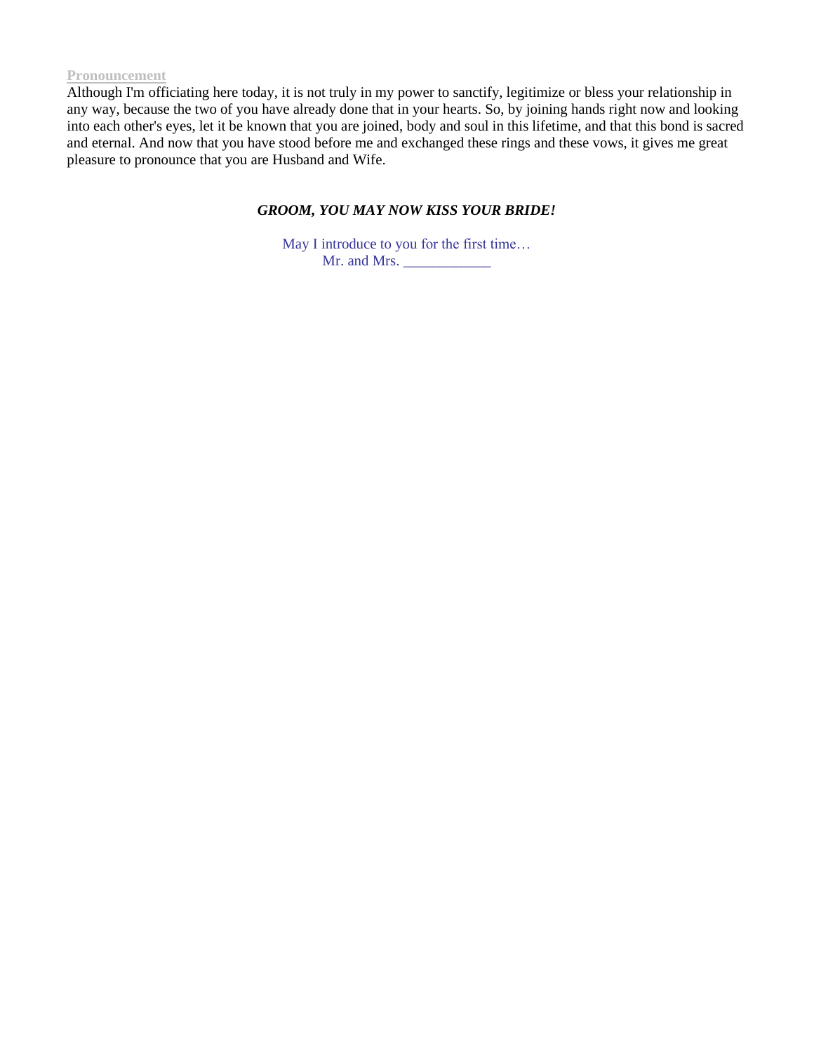**Pronouncement**

Although I'm officiating here today, it is not truly in my power to sanctify, legitimize or bless your relationship in any way, because the two of you have already done that in your hearts. So, by joining hands right now and looking into each other's eyes, let it be known that you are joined, body and soul in this lifetime, and that this bond is sacred and eternal. And now that you have stood before me and exchanged these rings and these vows, it gives me great pleasure to pronounce that you are Husband and Wife.

***GROOM, YOU MAY NOW KISS YOUR BRIDE!***

May I introduce to you for the first time…
Mr. and Mrs. ____________